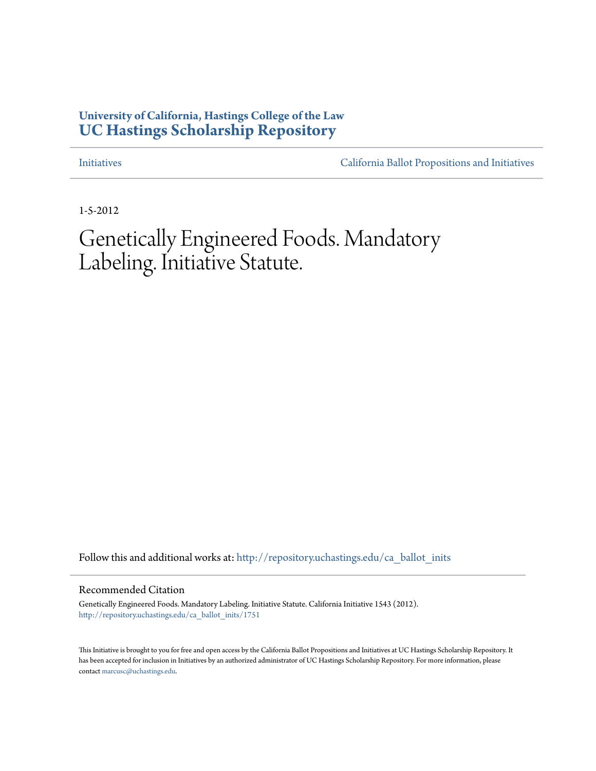**University of California, Hastings College of the Law**
**UC Hastings Scholarship Repository**

Initiatives | California Ballot Propositions and Initiatives

1-5-2012

# Genetically Engineered Foods. Mandatory Labeling. Initiative Statute.

Follow this and additional works at: http://repository.uchastings.edu/ca_ballot_inits

## Recommended Citation

Genetically Engineered Foods. Mandatory Labeling. Initiative Statute. California Initiative 1543 (2012).
http://repository.uchastings.edu/ca_ballot_inits/1751

This Initiative is brought to you for free and open access by the California Ballot Propositions and Initiatives at UC Hastings Scholarship Repository. It has been accepted for inclusion in Initiatives by an authorized administrator of UC Hastings Scholarship Repository. For more information, please contact marcusc@uchastings.edu.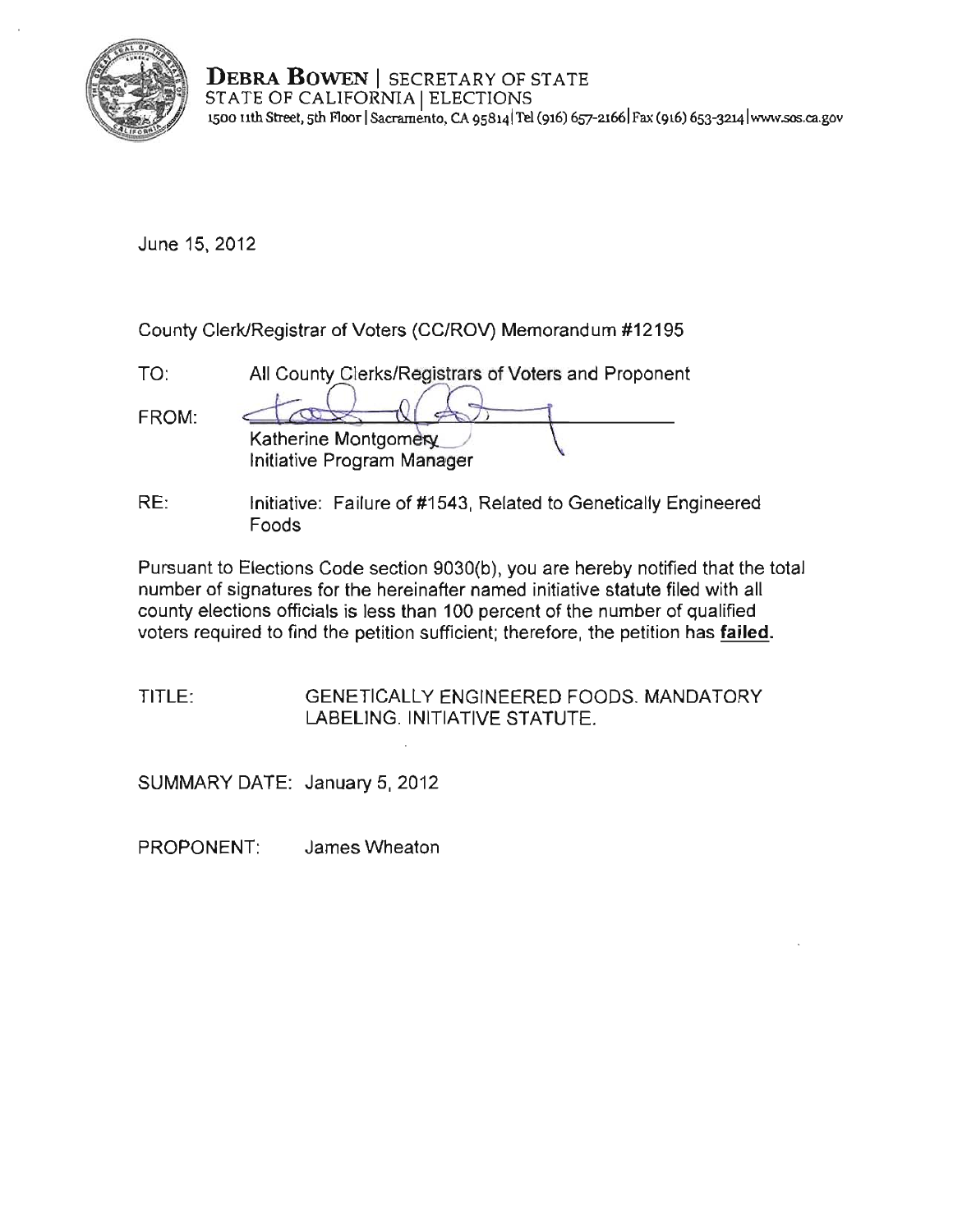**DEBRA BOWEN** | SECRETARY OF STATE
STATE OF CALIFORNIA | ELECTIONS
1500 11th Street, 5th Floor | Sacramento, CA 95814 | Tel (916) 657-2166 | Fax (916) 653-3214 | www.sos.ca.gov

June 15, 2012

County Clerk/Registrar of Voters (CC/ROV) Memorandum #12195

TO: All County Clerks/Registrars of Voters and Proponent

FROM: Katherine Montgomery
Initiative Program Manager

RE: Initiative: Failure of #1543, Related to Genetically Engineered Foods

Pursuant to Elections Code section 9030(b), you are hereby notified that the total number of signatures for the hereinafter named initiative statute filed with all county elections officials is less than 100 percent of the number of qualified voters required to find the petition sufficient; therefore, the petition has **failed**.

TITLE: GENETICALLY ENGINEERED FOODS. MANDATORY LABELING. INITIATIVE STATUTE.

SUMMARY DATE: January 5, 2012

PROPONENT: James Wheaton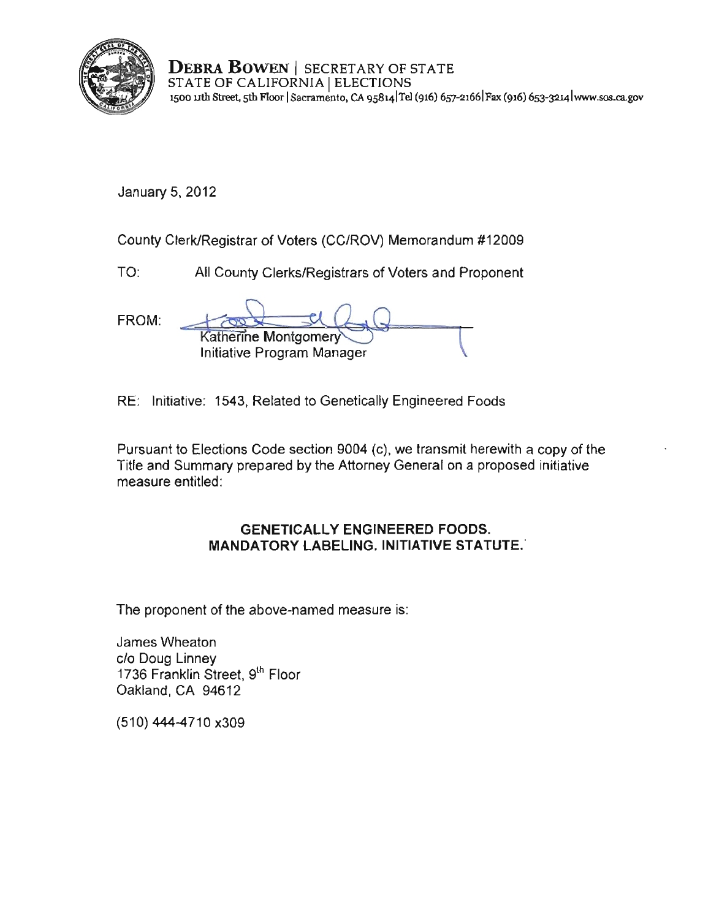**DEBRA BOWEN** | SECRETARY OF STATE
STATE OF CALIFORNIA | ELECTIONS
1500 11th Street, 5th Floor | Sacramento, CA 95814 | Tel (916) 657-2166 | Fax (916) 653-3214 | www.sos.ca.gov

January 5, 2012

County Clerk/Registrar of Voters (CC/ROV) Memorandum #12009

TO: All County Clerks/Registrars of Voters and Proponent

FROM: Katherine Montgomery
Initiative Program Manager

RE: Initiative: 1543, Related to Genetically Engineered Foods

Pursuant to Elections Code section 9004 (c), we transmit herewith a copy of the Title and Summary prepared by the Attorney General on a proposed initiative measure entitled:

**GENETICALLY ENGINEERED FOODS. MANDATORY LABELING. INITIATIVE STATUTE.**

The proponent of the above-named measure is:

James Wheaton
c/o Doug Linney
1736 Franklin Street, 9th Floor
Oakland, CA 94612

(510) 444-4710 x309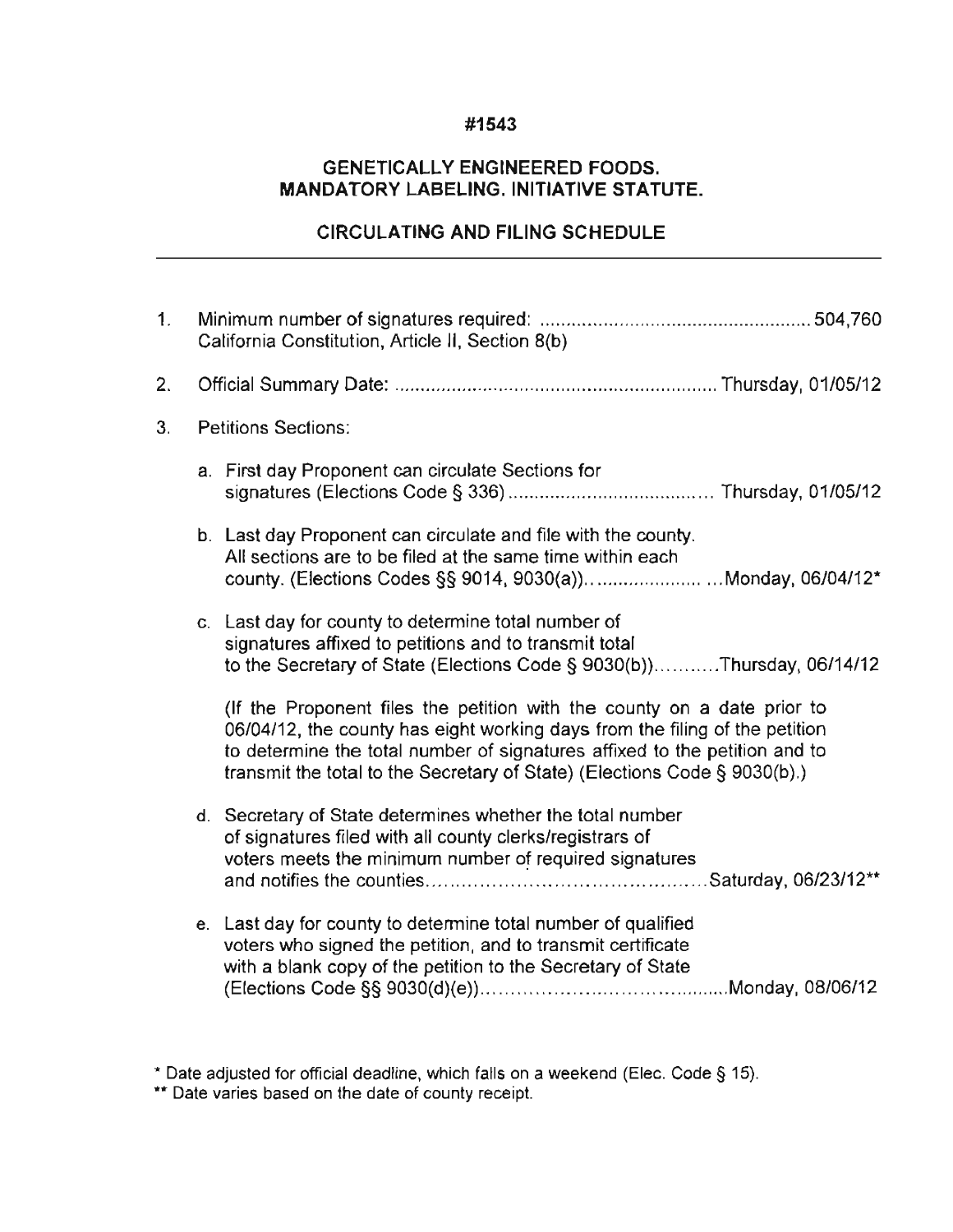# #1543

## GENETICALLY ENGINEERED FOODS. MANDATORY LABELING. INITIATIVE STATUTE.

## CIRCULATING AND FILING SCHEDULE

---

1. Minimum number of signatures required: .................................................. 504,760
   California Constitution, Article II, Section 8(b)

2. Official Summary Date: .......................................................... Thursday, 01/05/12

3. Petitions Sections:

   a. First day Proponent can circulate Sections for signatures (Elections Code § 336) ..................................... Thursday, 01/05/12

   b. Last day Proponent can circulate and file with the county. All sections are to be filed at the same time within each county. (Elections Codes §§ 9014, 9030(a))....................... ...Monday, 06/04/12*

   c. Last day for county to determine total number of signatures affixed to petitions and to transmit total to the Secretary of State (Elections Code § 9030(b))...........Thursday, 06/14/12

      (If the Proponent files the petition with the county on a date prior to 06/04/12, the county has eight working days from the filing of the petition to determine the total number of signatures affixed to the petition and to transmit the total to the Secretary of State) (Elections Code § 9030(b).)

   d. Secretary of State determines whether the total number of signatures filed with all county clerks/registrars of voters meets the minimum number of required signatures and notifies the counties.............................................Saturday, 06/23/12**

   e. Last day for county to determine total number of qualified voters who signed the petition, and to transmit certificate with a blank copy of the petition to the Secretary of State (Elections Code §§ 9030(d)(e)).........................................Monday, 08/06/12

\* Date adjusted for official deadline, which falls on a weekend (Elec. Code § 15).

\*\* Date varies based on the date of county receipt.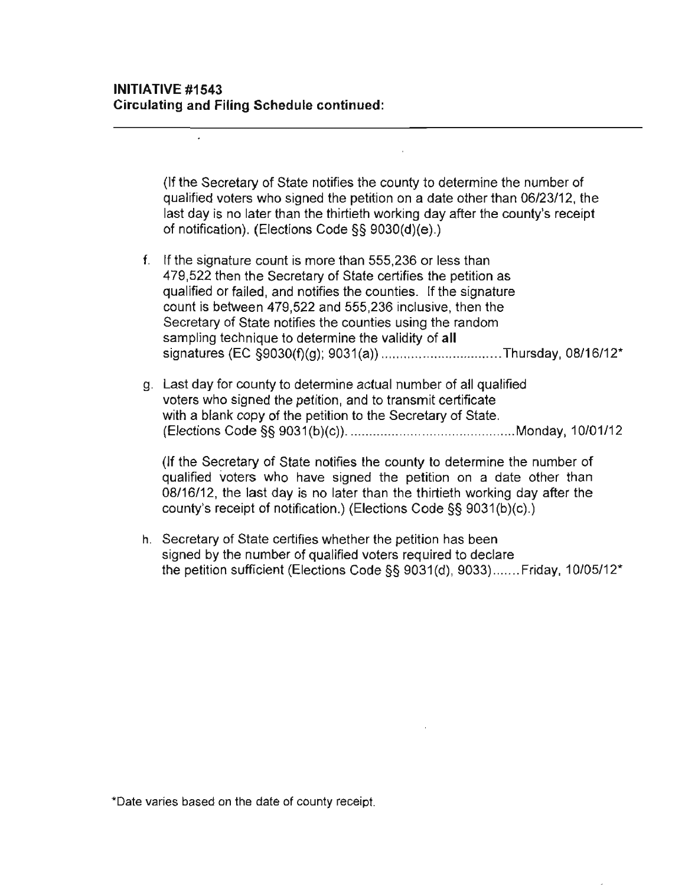**INITIATIVE #1543**
**Circulating and Filing Schedule continued:**

(If the Secretary of State notifies the county to determine the number of qualified voters who signed the petition on a date other than 06/23/12, the last day is no later than the thirtieth working day after the county's receipt of notification). (Elections Code §§ 9030(d)(e).)

f. If the signature count is more than 555,236 or less than 479,522 then the Secretary of State certifies the petition as qualified or failed, and notifies the counties. If the signature count is between 479,522 and 555,236 inclusive, then the Secretary of State notifies the counties using the random sampling technique to determine the validity of **all** signatures (EC §9030(f)(g); 9031(a)) ................................ Thursday, 08/16/12*

g. Last day for county to determine actual number of all qualified voters who signed the petition, and to transmit certificate with a blank copy of the petition to the Secretary of State. (Elections Code §§ 9031(b)(c)). ............................................ Monday, 10/01/12

(If the Secretary of State notifies the county to determine the number of qualified voters who have signed the petition on a date other than 08/16/12, the last day is no later than the thirtieth working day after the county's receipt of notification.) (Elections Code §§ 9031(b)(c).)

h. Secretary of State certifies whether the petition has been signed by the number of qualified voters required to declare the petition sufficient (Elections Code §§ 9031(d), 9033)....... Friday, 10/05/12*

*Date varies based on the date of county receipt.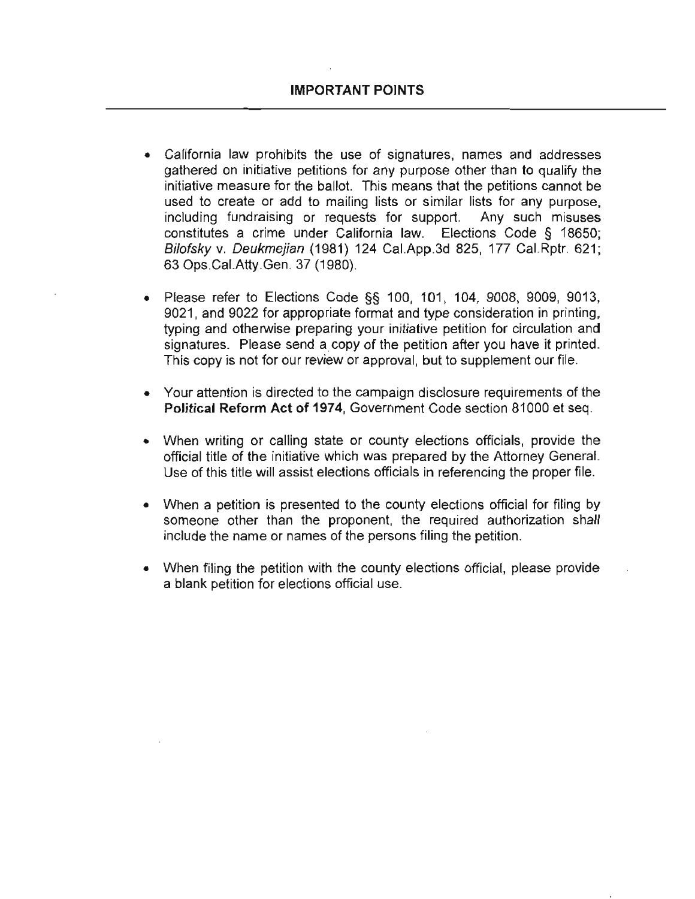## IMPORTANT POINTS

- California law prohibits the use of signatures, names and addresses gathered on initiative petitions for any purpose other than to qualify the initiative measure for the ballot. This means that the petitions cannot be used to create or add to mailing lists or similar lists for any purpose, including fundraising or requests for support. Any such misuses constitutes a crime under California law. Elections Code § 18650; *Bilofsky* v. *Deukmejian* (1981) 124 Cal.App.3d 825, 177 Cal.Rptr. 621; 63 Ops.Cal.Atty.Gen. 37 (1980).

- Please refer to Elections Code §§ 100, 101, 104, 9008, 9009, 9013, 9021, and 9022 for appropriate format and type consideration in printing, typing and otherwise preparing your initiative petition for circulation and signatures. Please send a copy of the petition after you have it printed. This copy is not for our review or approval, but to supplement our file.

- Your attention is directed to the campaign disclosure requirements of the **Political Reform Act of 1974**, Government Code section 81000 et seq.

- When writing or calling state or county elections officials, provide the official title of the initiative which was prepared by the Attorney General. Use of this title will assist elections officials in referencing the proper file.

- When a petition is presented to the county elections official for filing by someone other than the proponent, the required authorization shall include the name or names of the persons filing the petition.

- When filing the petition with the county elections official, please provide a blank petition for elections official use.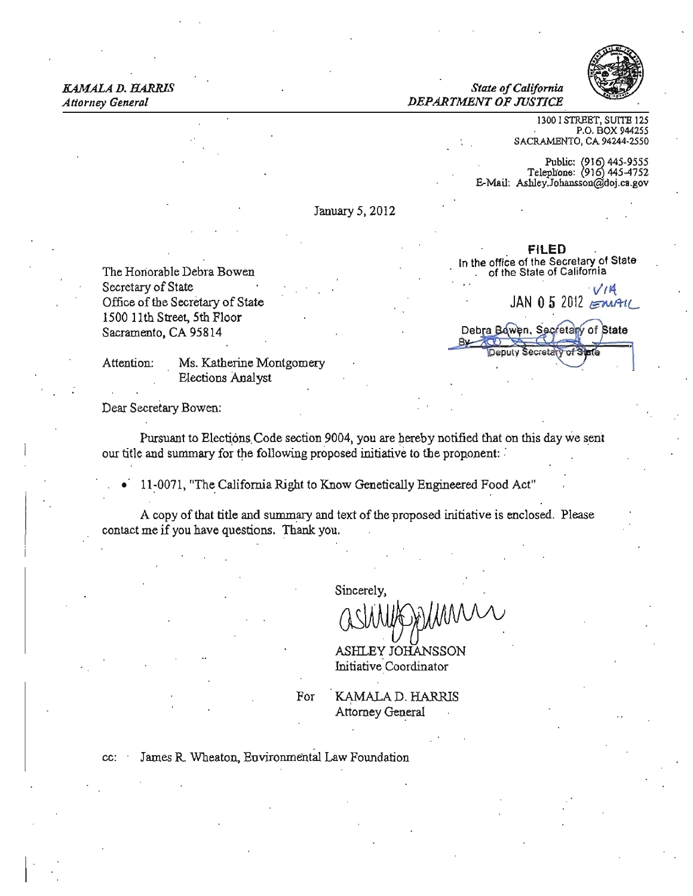*KAMALA D. HARRIS*
*Attorney General*

*State of California*
*DEPARTMENT OF JUSTICE*

1300 I STREET, SUITE 125
P.O. BOX 944255
SACRAMENTO, CA 94244-2550

Public: (916) 445-9555
Telephone: (916) 445-4752
E-Mail: Ashley.Johansson@doj.ca.gov

January 5, 2012

**FILED**
In the office of the Secretary of State
of the State of California

VIA EMAIL

JAN 05 2012

Debra Bowen, Secretary of State
By ________
Deputy Secretary of State

The Honorable Debra Bowen
Secretary of State
Office of the Secretary of State
1500 11th Street, 5th Floor
Sacramento, CA 95814

Attention: Ms. Katherine Montgomery
Elections Analyst

Dear Secretary Bowen:

Pursuant to Elections Code section 9004, you are hereby notified that on this day we sent our title and summary for the following proposed initiative to the proponent:

- 11-0071, "The California Right to Know Genetically Engineered Food Act"

A copy of that title and summary and text of the proposed initiative is enclosed. Please contact me if you have questions. Thank you.

Sincerely,

ASHLEY JOHANSSON
Initiative Coordinator

For KAMALA D. HARRIS
Attorney General

cc: James R. Wheaton, Environmental Law Foundation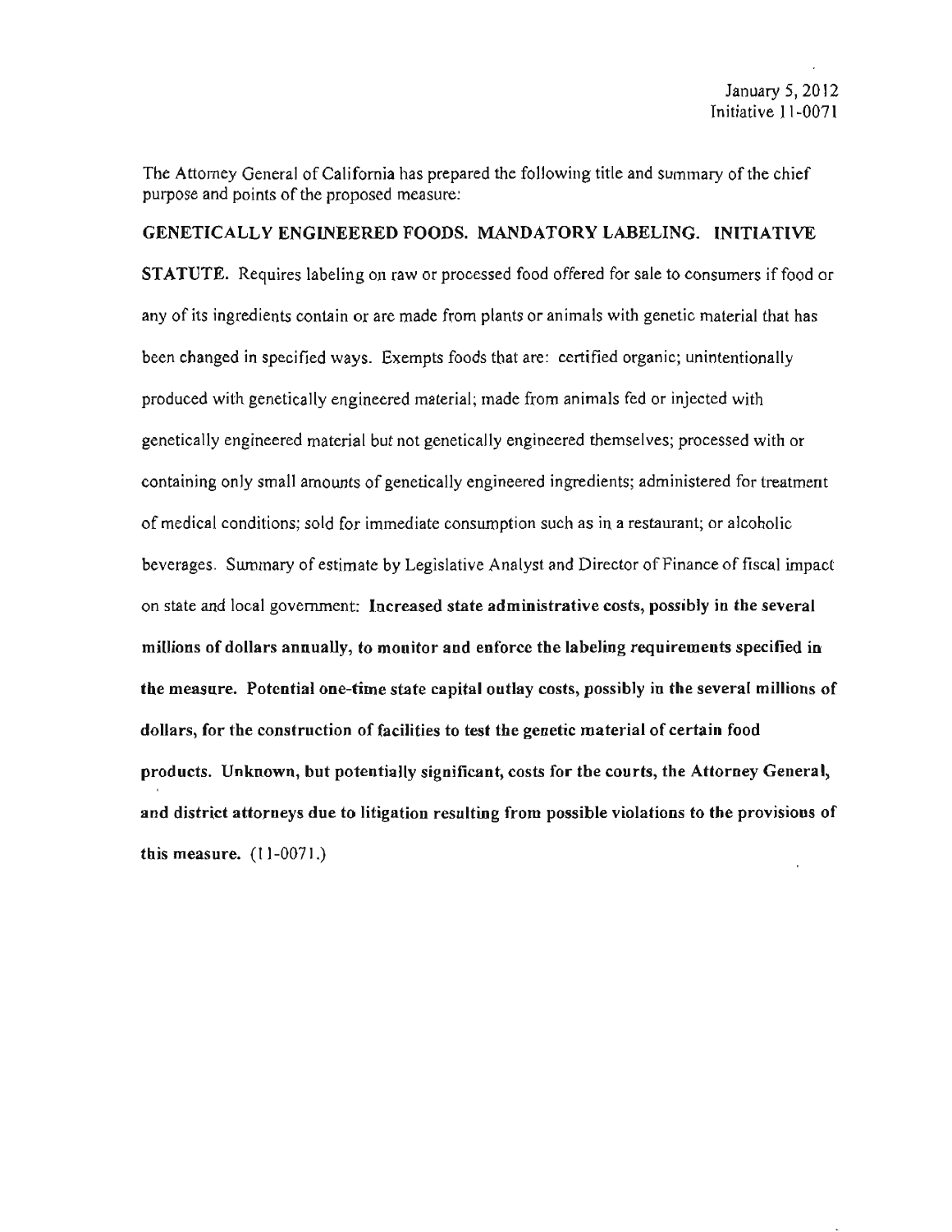January 5, 2012
Initiative 11-0071

The Attorney General of California has prepared the following title and summary of the chief purpose and points of the proposed measure:

**GENETICALLY ENGINEERED FOODS. MANDATORY LABELING. INITIATIVE STATUTE.** Requires labeling on raw or processed food offered for sale to consumers if food or any of its ingredients contain or are made from plants or animals with genetic material that has been changed in specified ways. Exempts foods that are: certified organic; unintentionally produced with genetically engineered material; made from animals fed or injected with genetically engineered material but not genetically engineered themselves; processed with or containing only small amounts of genetically engineered ingredients; administered for treatment of medical conditions; sold for immediate consumption such as in a restaurant; or alcoholic beverages. Summary of estimate by Legislative Analyst and Director of Finance of fiscal impact on state and local government: **Increased state administrative costs, possibly in the several millions of dollars annually, to monitor and enforce the labeling requirements specified in the measure. Potential one-time state capital outlay costs, possibly in the several millions of dollars, for the construction of facilities to test the genetic material of certain food products. Unknown, but potentially significant, costs for the courts, the Attorney General, and district attorneys due to litigation resulting from possible violations to the provisions of this measure.** (11-0071.)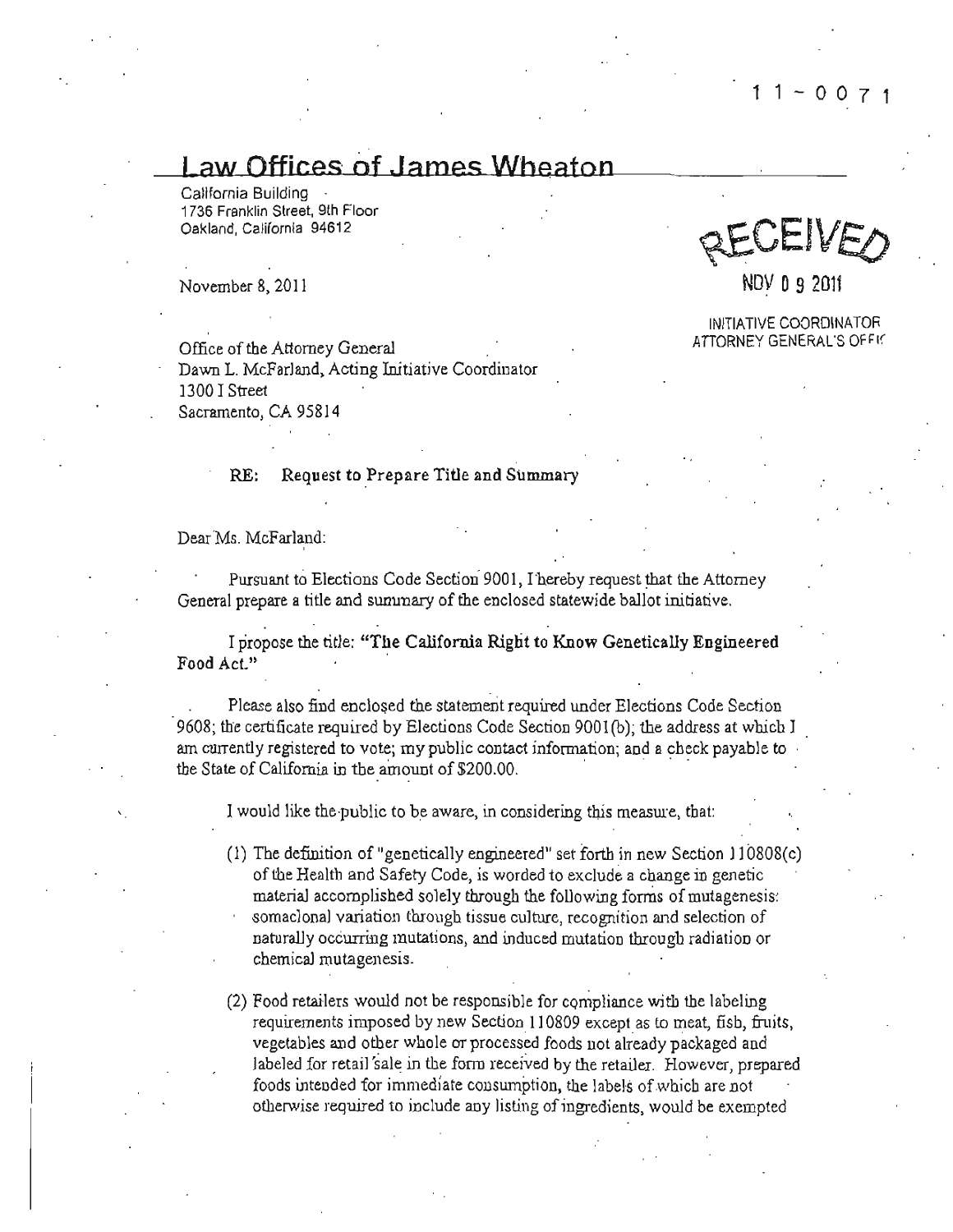11-0071

# Law Offices of James Wheaton

California Building
1736 Franklin Street, 9th Floor
Oakland, California 94612

RECEIVED

NOV 09 2011

INITIATIVE COORDINATOR
ATTORNEY GENERAL'S OFFICE

November 8, 2011

Office of the Attorney General
Dawn L. McFarland, Acting Initiative Coordinator
1300 I Street
Sacramento, CA 95814

**RE: Request to Prepare Title and Summary**

Dear Ms. McFarland:

Pursuant to Elections Code Section 9001, I hereby request that the Attorney General prepare a title and summary of the enclosed statewide ballot initiative.

I propose the title: **"The California Right to Know Genetically Engineered Food Act."**

Please also find enclosed the statement required under Elections Code Section 9608; the certificate required by Elections Code Section 9001(b); the address at which I am currently registered to vote; my public contact information; and a check payable to the State of California in the amount of $200.00.

I would like the public to be aware, in considering this measure, that:

(1) The definition of "genetically engineered" set forth in new Section 110808(c) of the Health and Safety Code, is worded to exclude a change in genetic material accomplished solely through the following forms of mutagenesis: somaclonal variation through tissue culture, recognition and selection of naturally occurring mutations, and induced mutation through radiation or chemical mutagenesis.

(2) Food retailers would not be responsible for compliance with the labeling requirements imposed by new Section 110809 except as to meat, fish, fruits, vegetables and other whole or processed foods not already packaged and labeled for retail sale in the form received by the retailer. However, prepared foods intended for immediate consumption, the labels of which are not otherwise required to include any listing of ingredients, would be exempted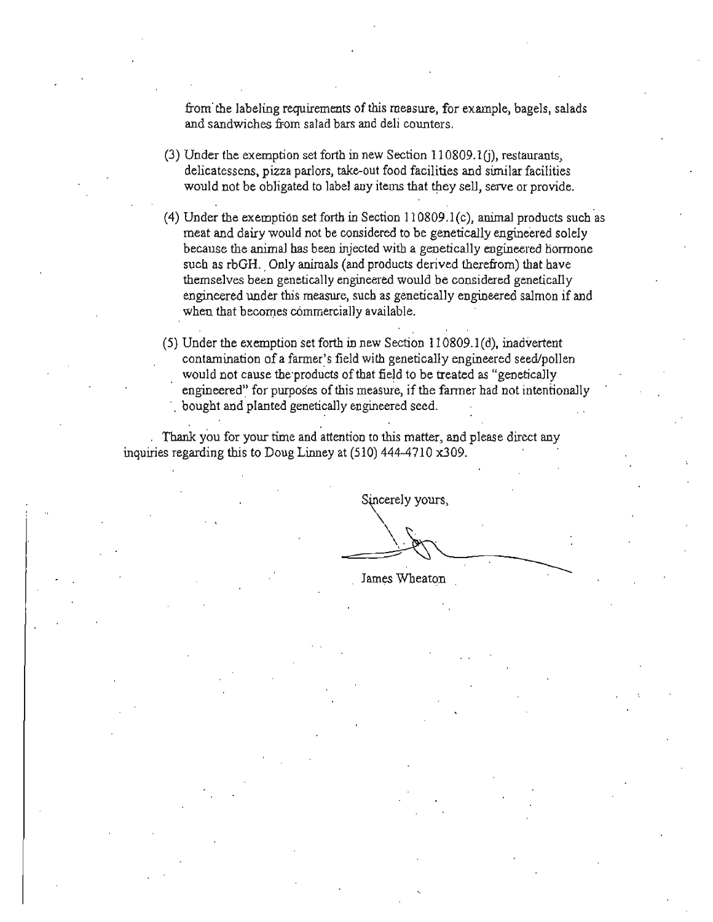from the labeling requirements of this measure, for example, bagels, salads and sandwiches from salad bars and deli counters.

(3) Under the exemption set forth in new Section 110809.1(j), restaurants, delicatessens, pizza parlors, take-out food facilities and similar facilities would not be obligated to label any items that they sell, serve or provide.

(4) Under the exemption set forth in Section 110809.1(c), animal products such as meat and dairy would not be considered to be genetically engineered solely because the animal has been injected with a genetically engineered hormone such as rbGH. Only animals (and products derived therefrom) that have themselves been genetically engineered would be considered genetically engineered under this measure, such as genetically engineered salmon if and when that becomes commercially available.

(5) Under the exemption set forth in new Section 110809.1(d), inadvertent contamination of a farmer's field with genetically engineered seed/pollen would not cause the products of that field to be treated as "genetically engineered" for purposes of this measure, if the farmer had not intentionally bought and planted genetically engineered seed.

Thank you for your time and attention to this matter, and please direct any inquiries regarding this to Doug Linney at (510) 444-4710 x309.

Sincerely yours,

James Wheaton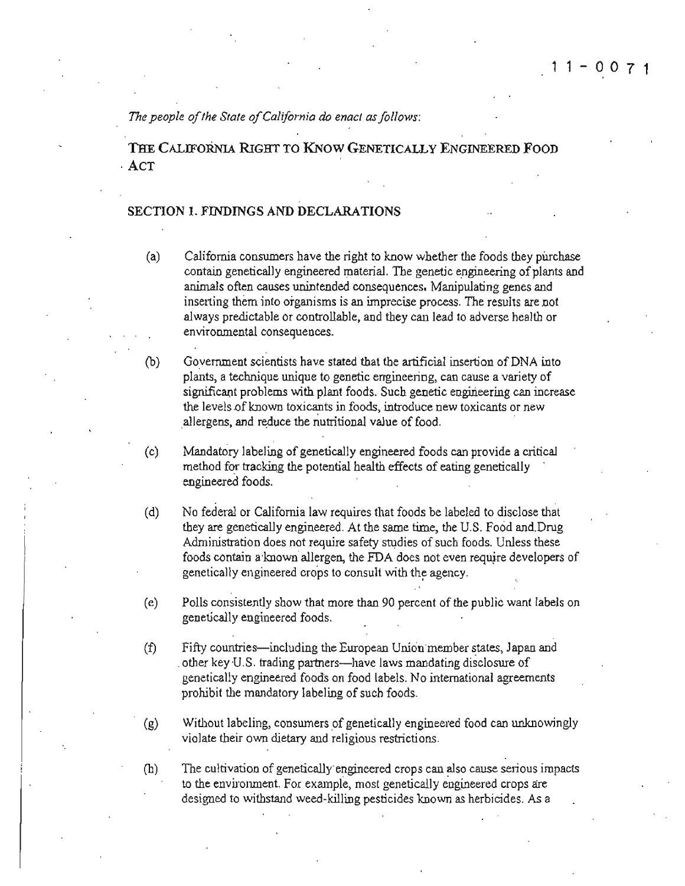*The people of the State of California do enact as follows:*

# THE CALIFORNIA RIGHT TO KNOW GENETICALLY ENGINEERED FOOD ACT

## SECTION 1. FINDINGS AND DECLARATIONS

(a) California consumers have the right to know whether the foods they purchase contain genetically engineered material. The genetic engineering of plants and animals often causes unintended consequences. Manipulating genes and inserting them into organisms is an imprecise process. The results are not always predictable or controllable, and they can lead to adverse health or environmental consequences.

(b) Government scientists have stated that the artificial insertion of DNA into plants, a technique unique to genetic engineering, can cause a variety of significant problems with plant foods. Such genetic engineering can increase the levels of known toxicants in foods, introduce new toxicants or new allergens, and reduce the nutritional value of food.

(c) Mandatory labeling of genetically engineered foods can provide a critical method for tracking the potential health effects of eating genetically engineered foods.

(d) No federal or California law requires that foods be labeled to disclose that they are genetically engineered. At the same time, the U.S. Food and Drug Administration does not require safety studies of such foods. Unless these foods contain a known allergen, the FDA does not even require developers of genetically engineered crops to consult with the agency.

(e) Polls consistently show that more than 90 percent of the public want labels on genetically engineered foods.

(f) Fifty countries—including the European Union member states, Japan and other key U.S. trading partners—have laws mandating disclosure of genetically engineered foods on food labels. No international agreements prohibit the mandatory labeling of such foods.

(g) Without labeling, consumers of genetically engineered food can unknowingly violate their own dietary and religious restrictions.

(h) The cultivation of genetically engineered crops can also cause serious impacts to the environment. For example, most genetically engineered crops are designed to withstand weed-killing pesticides known as herbicides. As a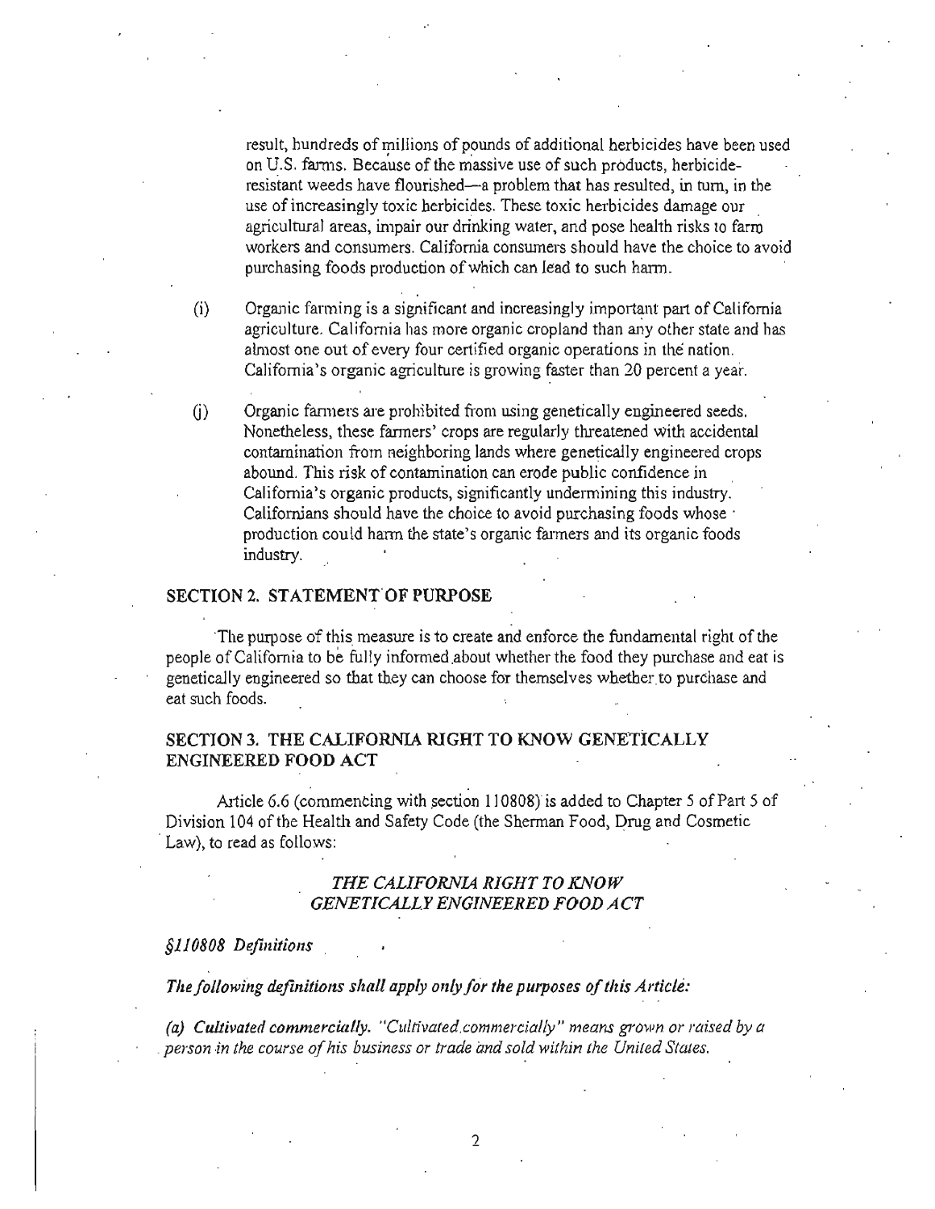result, hundreds of millions of pounds of additional herbicides have been used on U.S. farms. Because of the massive use of such products, herbicide-resistant weeds have flourished—a problem that has resulted, in turn, in the use of increasingly toxic herbicides. These toxic herbicides damage our agricultural areas, impair our drinking water, and pose health risks to farm workers and consumers. California consumers should have the choice to avoid purchasing foods production of which can lead to such harm.

(i) Organic farming is a significant and increasingly important part of California agriculture. California has more organic cropland than any other state and has almost one out of every four certified organic operations in the nation. California's organic agriculture is growing faster than 20 percent a year.

(j) Organic farmers are prohibited from using genetically engineered seeds. Nonetheless, these farmers' crops are regularly threatened with accidental contamination from neighboring lands where genetically engineered crops abound. This risk of contamination can erode public confidence in California's organic products, significantly undermining this industry. Californians should have the choice to avoid purchasing foods whose production could harm the state's organic farmers and its organic foods industry.

## SECTION 2. STATEMENT OF PURPOSE

The purpose of this measure is to create and enforce the fundamental right of the people of California to be fully informed about whether the food they purchase and eat is genetically engineered so that they can choose for themselves whether to purchase and eat such foods.

## SECTION 3. THE CALIFORNIA RIGHT TO KNOW GENETICALLY ENGINEERED FOOD ACT

Article 6.6 (commencing with section 110808) is added to Chapter 5 of Part 5 of Division 104 of the Health and Safety Code (the Sherman Food, Drug and Cosmetic Law), to read as follows:

### *THE CALIFORNIA RIGHT TO KNOW GENETICALLY ENGINEERED FOOD ACT*

*§110808 Definitions*

***The following definitions shall apply only for the purposes of this Article:***

***(a) Cultivated commercially.*** *"Cultivated commercially" means grown or raised by a person in the course of his business or trade and sold within the United States.*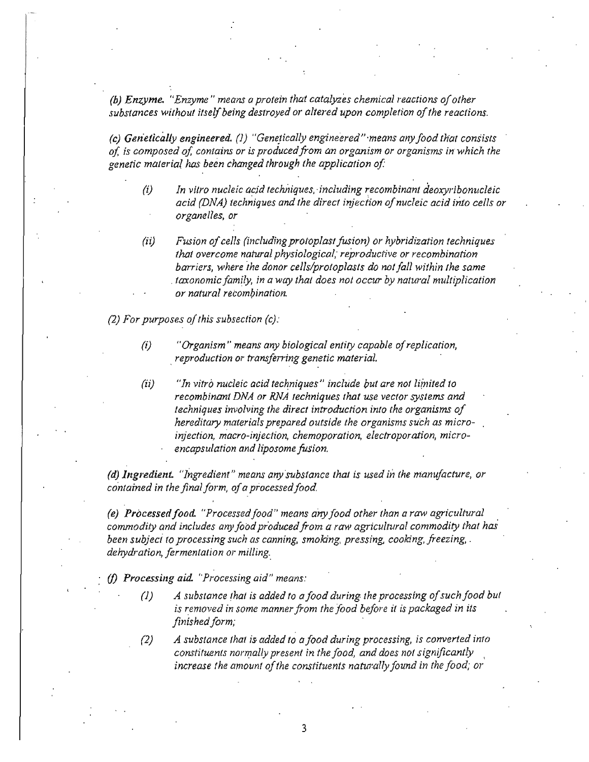*(b) **Enzyme.** "Enzyme" means a protein that catalyzes chemical reactions of other substances without itself being destroyed or altered upon completion of the reactions.*

*(c) **Genetically engineered.** (1) "Genetically engineered" means any food that consists of, is composed of, contains or is produced from an organism or organisms in which the genetic material has been changed through the application of:*

- *(i) In vitro nucleic acid techniques, including recombinant deoxyribonucleic acid (DNA) techniques and the direct injection of nucleic acid into cells or organelles, or*
- *(ii) Fusion of cells (including protoplast fusion) or hybridization techniques that overcome natural physiological, reproductive or recombination barriers, where the donor cells/protoplasts do not fall within the same taxonomic family, in a way that does not occur by natural multiplication or natural recombination.*

*(2) For purposes of this subsection (c):*

- *(i) "Organism" means any biological entity capable of replication, reproduction or transferring genetic material.*
- *(ii) "In vitro nucleic acid techniques" include but are not limited to recombinant DNA or RNA techniques that use vector systems and techniques involving the direct introduction into the organisms of hereditary materials prepared outside the organisms such as micro-injection, macro-injection, chemoporation, electroporation, micro-encapsulation and liposome fusion.*

*(d) **Ingredient.** "Ingredient" means any substance that is used in the manufacture, or contained in the final form, of a processed food.*

*(e) **Processed food.** "Processed food" means any food other than a raw agricultural commodity and includes any food produced from a raw agricultural commodity that has been subject to processing such as canning, smoking, pressing, cooking, freezing, dehydration, fermentation or milling.*

*(f) **Processing aid.** "Processing aid" means:*

- *(1) A substance that is added to a food during the processing of such food but is removed in some manner from the food before it is packaged in its finished form;*
- *(2) A substance that is added to a food during processing, is converted into constituents normally present in the food, and does not significantly increase the amount of the constituents naturally found in the food; or*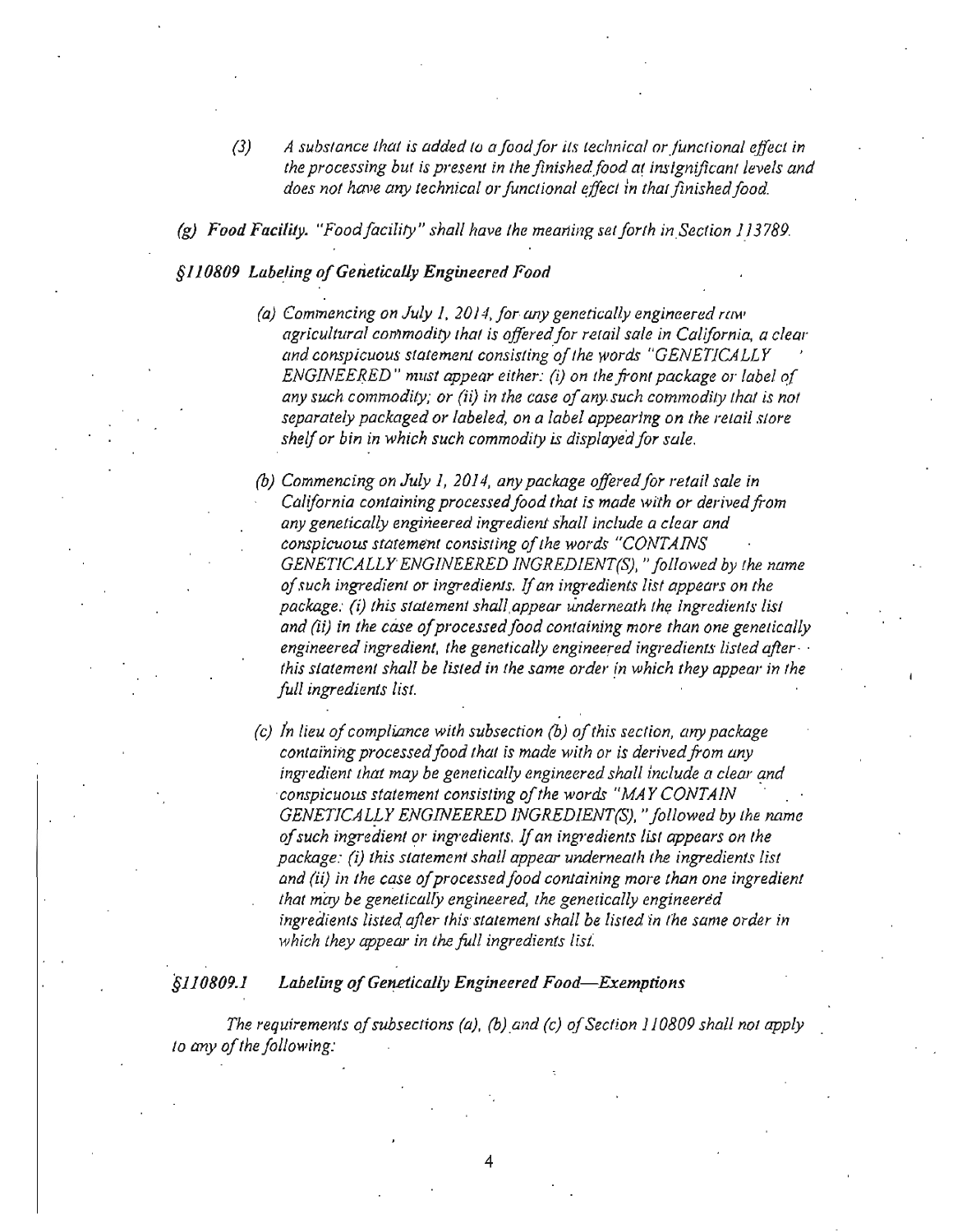(3) *A substance that is added to a food for its technical or functional effect in the processing but is present in the finished food at insignificant levels and does not have any technical or functional effect in that finished food.*

*(g) Food Facility. "Food facility" shall have the meaning set forth in Section 113789.*

## *§110809 Labeling of Genetically Engineered Food*

*(a) Commencing on July 1, 2014, for any genetically engineered raw agricultural commodity that is offered for retail sale in California, a clear and conspicuous statement consisting of the words "GENETICALLY ENGINEERED" must appear either: (i) on the front package or label of any such commodity; or (ii) in the case of any such commodity that is not separately packaged or labeled, on a label appearing on the retail store shelf or bin in which such commodity is displayed for sale.*

*(b) Commencing on July 1, 2014, any package offered for retail sale in California containing processed food that is made with or derived from any genetically engineered ingredient shall include a clear and conspicuous statement consisting of the words "CONTAINS GENETICALLY ENGINEERED INGREDIENT(S)," followed by the name of such ingredient or ingredients. If an ingredients list appears on the package: (i) this statement shall appear underneath the ingredients list and (ii) in the case of processed food containing more than one genetically engineered ingredient, the genetically engineered ingredients listed after this statement shall be listed in the same order in which they appear in the full ingredients list.*

*(c) In lieu of compliance with subsection (b) of this section, any package containing processed food that is made with or is derived from any ingredient that may be genetically engineered shall include a clear and conspicuous statement consisting of the words "MAY CONTAIN GENETICALLY ENGINEERED INGREDIENT(S)," followed by the name of such ingredient or ingredients. If an ingredients list appears on the package: (i) this statement shall appear underneath the ingredients list and (ii) in the case of processed food containing more than one ingredient that may be genetically engineered, the genetically engineered ingredients listed after this statement shall be listed in the same order in which they appear in the full ingredients list.*

## *§110809.1 Labeling of Genetically Engineered Food—Exemptions*

*The requirements of subsections (a), (b) and (c) of Section 110809 shall not apply to any of the following:*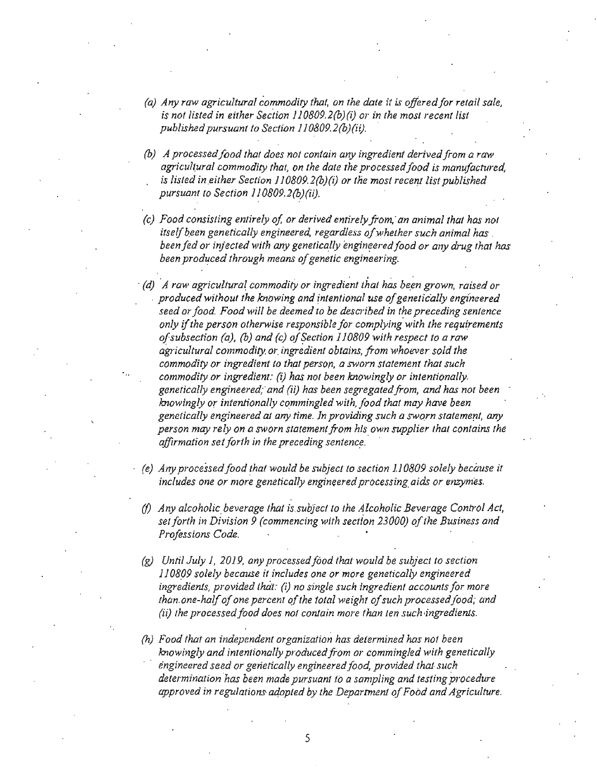*(a) Any raw agricultural commodity that, on the date it is offered for retail sale, is not listed in either Section 110809.2(b)(i) or in the most recent list published pursuant to Section 110809.2(b)(ii).*

*(b) A processed food that does not contain any ingredient derived from a raw agricultural commodity that, on the date the processed food is manufactured, is listed in either Section 110809.2(b)(i) or the most recent list published pursuant to Section 110809.2(b)(ii).*

*(c) Food consisting entirely of, or derived entirely from, an animal that has not itself been genetically engineered, regardless of whether such animal has been fed or injected with any genetically engineered food or any drug that has been produced through means of genetic engineering.*

*(d) A raw agricultural commodity or ingredient that has been grown, raised or produced without the knowing and intentional use of genetically engineered seed or food. Food will be deemed to be described in the preceding sentence only if the person otherwise responsible for complying with the requirements of subsection (a), (b) and (c) of Section 110809 with respect to a raw agricultural commodity or ingredient obtains, from whoever sold the commodity or ingredient to that person, a sworn statement that such commodity or ingredient: (i) has not been knowingly or intentionally genetically engineered; and (ii) has been segregated from, and has not been knowingly or intentionally commingled with, food that may have been genetically engineered at any time. In providing such a sworn statement, any person may rely on a sworn statement from his own supplier that contains the affirmation set forth in the preceding sentence.*

*(e) Any processed food that would be subject to section 110809 solely because it includes one or more genetically engineered processing aids or enzymes.*

*(f) Any alcoholic beverage that is subject to the Alcoholic Beverage Control Act, set forth in Division 9 (commencing with section 23000) of the Business and Professions Code.*

*(g) Until July 1, 2019, any processed food that would be subject to section 110809 solely because it includes one or more genetically engineered ingredients, provided that: (i) no single such ingredient accounts for more than one-half of one percent of the total weight of such processed food; and (ii) the processed food does not contain more than ten such ingredients.*

*(h) Food that an independent organization has determined has not been knowingly and intentionally produced from or commingled with genetically engineered seed or genetically engineered food, provided that such determination has been made pursuant to a sampling and testing procedure approved in regulations adopted by the Department of Food and Agriculture.*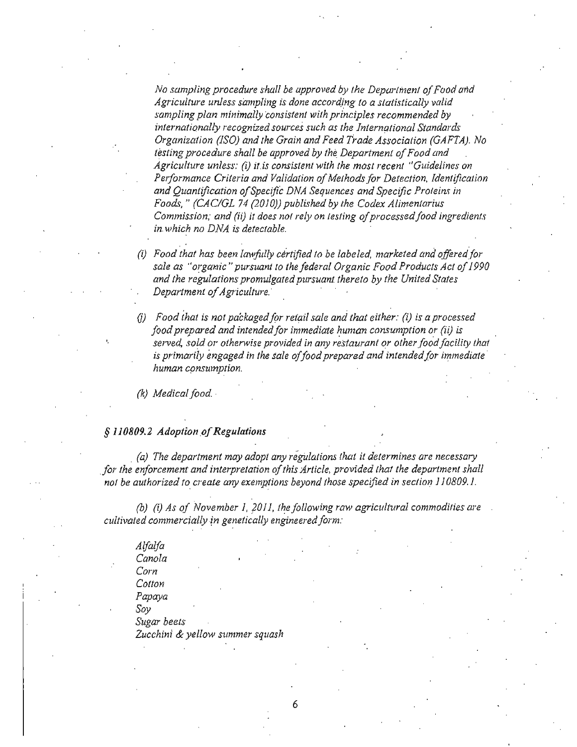*No sampling procedure shall be approved by the Department of Food and Agriculture unless sampling is done according to a statistically valid sampling plan minimally consistent with principles recommended by internationally recognized sources such as the International Standards Organization (ISO) and the Grain and Feed Trade Association (GAFTA). No testing procedure shall be approved by the Department of Food and Agriculture unless: (i) it is consistent with the most recent "Guidelines on Performance Criteria and Validation of Methods for Detection, Identification and Quantification of Specific DNA Sequences and Specific Proteins in Foods," (CAC/GL 74 (2010)) published by the Codex Alimentarius Commission; and (ii) it does not rely on testing of processed food ingredients in which no DNA is detectable.*

*(i) Food that has been lawfully certified to be labeled, marketed and offered for sale as "organic" pursuant to the federal Organic Food Products Act of 1990 and the regulations promulgated pursuant thereto by the United States Department of Agriculture.*

*(j) Food that is not packaged for retail sale and that either: (i) is a processed food prepared and intended for immediate human consumption or (ii) is served, sold or otherwise provided in any restaurant or other food facility that is primarily engaged in the sale of food prepared and intended for immediate human consumption.*

*(k) Medical food.*

### *§ 110809.2 Adoption of Regulations*

*(a) The department may adopt any regulations that it determines are necessary for the enforcement and interpretation of this Article, provided that the department shall not be authorized to create any exemptions beyond those specified in section 110809.1.*

*(b) (i) As of November 1, 2011, the following raw agricultural commodities are cultivated commercially in genetically engineered form:*

*Alfalfa*
*Canola*
*Corn*
*Cotton*
*Papaya*
*Soy*
*Sugar beets*
*Zucchini & yellow summer squash*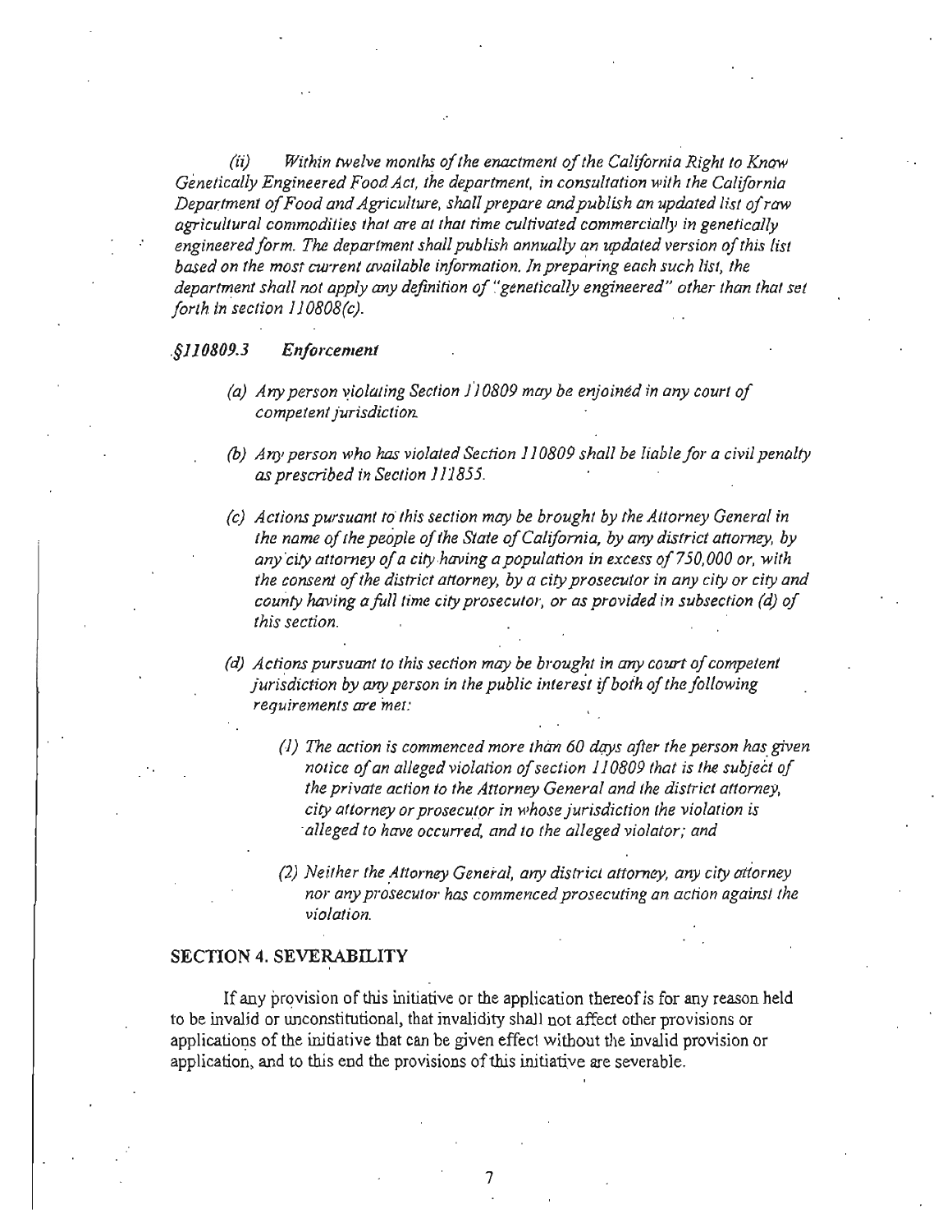*(ii) Within twelve months of the enactment of the California Right to Know Genetically Engineered Food Act, the department, in consultation with the California Department of Food and Agriculture, shall prepare and publish an updated list of raw agricultural commodities that are at that time cultivated commercially in genetically engineered form. The department shall publish annually an updated version of this list based on the most current available information. In preparing each such list, the department shall not apply any definition of "genetically engineered" other than that set forth in section 110808(c).*

*§110809.3 Enforcement*

*(a) Any person violating Section 110809 may be enjoined in any court of competent jurisdiction.*

*(b) Any person who has violated Section 110809 shall be liable for a civil penalty as prescribed in Section 111855.*

*(c) Actions pursuant to this section may be brought by the Attorney General in the name of the people of the State of California, by any district attorney, by any city attorney of a city having a population in excess of 750,000 or, with the consent of the district attorney, by a city prosecutor in any city or city and county having a full time city prosecutor, or as provided in subsection (d) of this section.*

*(d) Actions pursuant to this section may be brought in any court of competent jurisdiction by any person in the public interest if both of the following requirements are met:*

*(1) The action is commenced more than 60 days after the person has given notice of an alleged violation of section 110809 that is the subject of the private action to the Attorney General and the district attorney, city attorney or prosecutor in whose jurisdiction the violation is alleged to have occurred, and to the alleged violator; and*

*(2) Neither the Attorney General, any district attorney, any city attorney nor any prosecutor has commenced prosecuting an action against the violation.*

**SECTION 4. SEVERABILITY**

If any provision of this initiative or the application thereof is for any reason held to be invalid or unconstitutional, that invalidity shall not affect other provisions or applications of the initiative that can be given effect without the invalid provision or application, and to this end the provisions of this initiative are severable.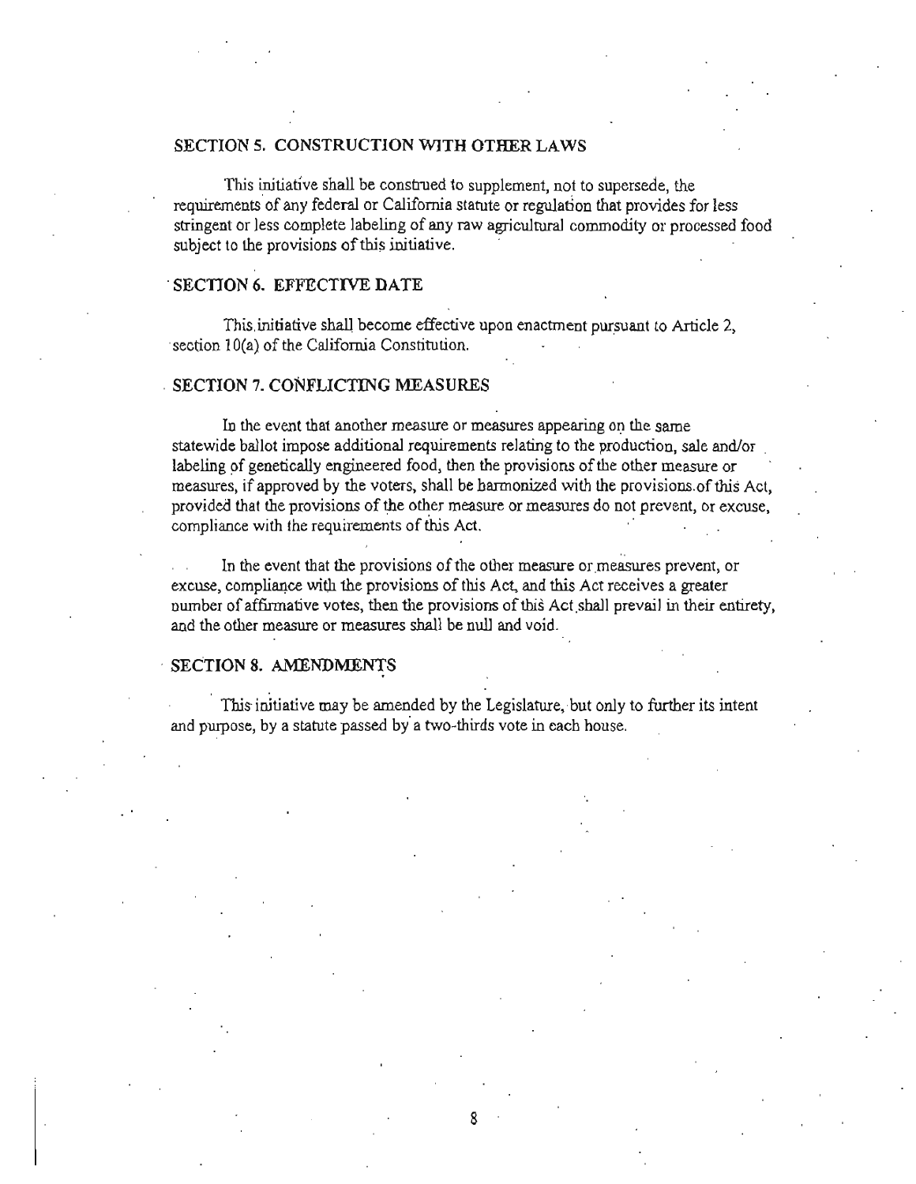## SECTION 5. CONSTRUCTION WITH OTHER LAWS

This initiative shall be construed to supplement, not to supersede, the requirements of any federal or California statute or regulation that provides for less stringent or less complete labeling of any raw agricultural commodity or processed food subject to the provisions of this initiative.

## SECTION 6. EFFECTIVE DATE

This initiative shall become effective upon enactment pursuant to Article 2, section 10(a) of the California Constitution.

## SECTION 7. CONFLICTING MEASURES

In the event that another measure or measures appearing on the same statewide ballot impose additional requirements relating to the production, sale and/or labeling of genetically engineered food, then the provisions of the other measure or measures, if approved by the voters, shall be harmonized with the provisions of this Act, provided that the provisions of the other measure or measures do not prevent, or excuse, compliance with the requirements of this Act.

In the event that the provisions of the other measure or measures prevent, or excuse, compliance with the provisions of this Act, and this Act receives a greater number of affirmative votes, then the provisions of this Act shall prevail in their entirety, and the other measure or measures shall be null and void.

## SECTION 8. AMENDMENTS

This initiative may be amended by the Legislature, but only to further its intent and purpose, by a statute passed by a two-thirds vote in each house.